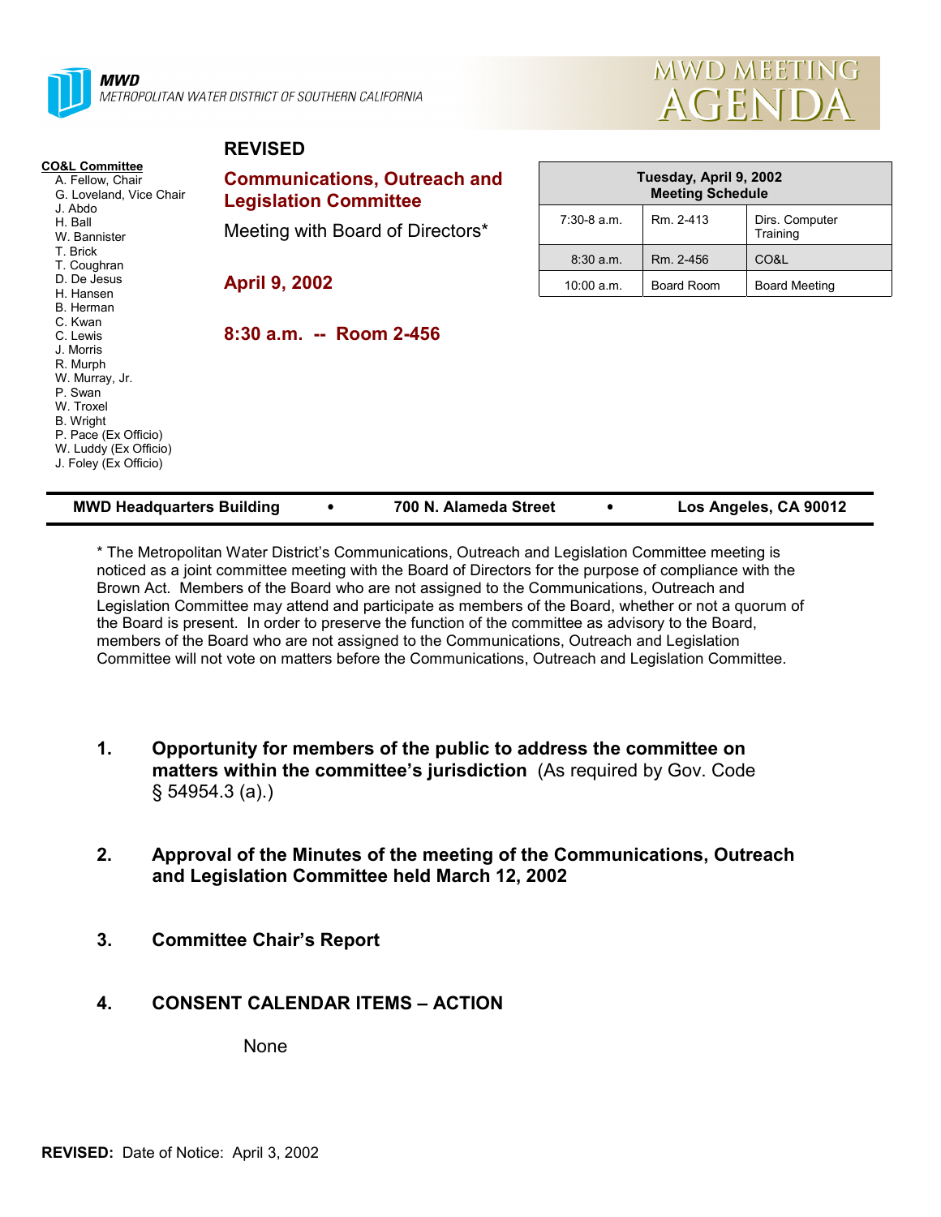MWD
METROPOLITAN WATER DISTRICT OF SOUTHERN CALIFORNIA

# MWD MEETING AGENDA

**CO&L Committee**
- A. Fellow, Chair
- G. Loveland, Vice Chair
- J. Abdo
- H. Ball
- W. Bannister
- T. Brick
- T. Coughran
- D. De Jesus
- H. Hansen
- B. Herman
- C. Kwan
- C. Lewis
- J. Morris
- R. Murph
- W. Murray, Jr.
- P. Swan
- W. Troxel
- B. Wright
- P. Pace (Ex Officio)
- W. Luddy (Ex Officio)
- J. Foley (Ex Officio)

## REVISED

## Communications, Outreach and Legislation Committee

Meeting with Board of Directors*

**April 9, 2002**

**8:30 a.m. -- Room 2-456**

| Tuesday, April 9, 2002 Meeting Schedule | | |
|---|---|---|
| 7:30-8 a.m. | Rm. 2-413 | Dirs. Computer Training |
| 8:30 a.m. | Rm. 2-456 | CO&L |
| 10:00 a.m. | Board Room | Board Meeting |

**MWD Headquarters Building • 700 N. Alameda Street • Los Angeles, CA 90012**

* The Metropolitan Water District's Communications, Outreach and Legislation Committee meeting is noticed as a joint committee meeting with the Board of Directors for the purpose of compliance with the Brown Act. Members of the Board who are not assigned to the Communications, Outreach and Legislation Committee may attend and participate as members of the Board, whether or not a quorum of the Board is present. In order to preserve the function of the committee as advisory to the Board, members of the Board who are not assigned to the Communications, Outreach and Legislation Committee will not vote on matters before the Communications, Outreach and Legislation Committee.

1. **Opportunity for members of the public to address the committee on matters within the committee's jurisdiction** (As required by Gov. Code § 54954.3 (a).)

2. **Approval of the Minutes of the meeting of the Communications, Outreach and Legislation Committee held March 12, 2002**

3. **Committee Chair's Report**

4. **CONSENT CALENDAR ITEMS – ACTION**

   None

**REVISED:** Date of Notice: April 3, 2002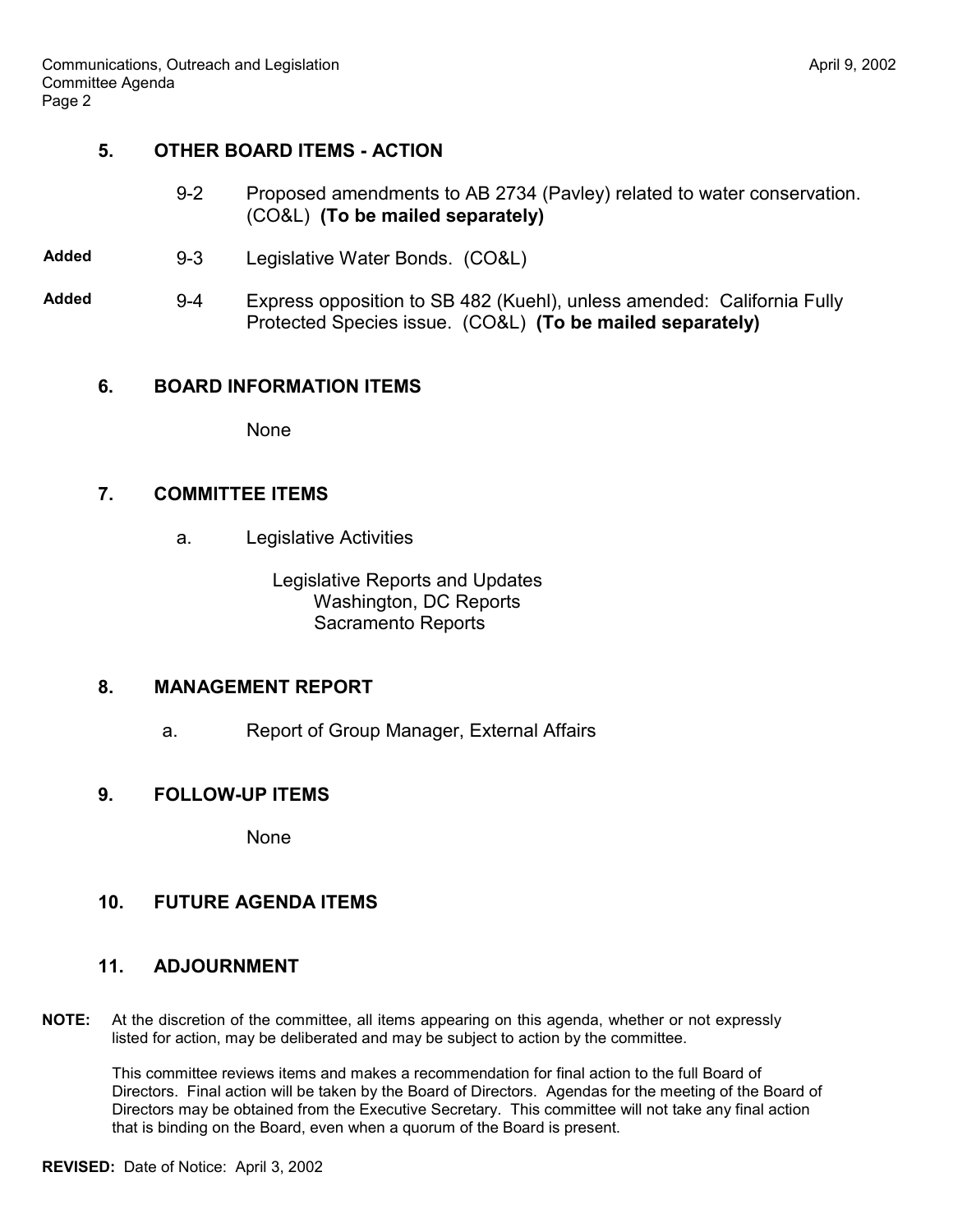## 5. OTHER BOARD ITEMS - ACTION

9-2 Proposed amendments to AB 2734 (Pavley) related to water conservation. (CO&L) **(To be mailed separately)**

**Added** 9-3 Legislative Water Bonds. (CO&L)

**Added** 9-4 Express opposition to SB 482 (Kuehl), unless amended: California Fully Protected Species issue. (CO&L) **(To be mailed separately)**

## 6. BOARD INFORMATION ITEMS

None

## 7. COMMITTEE ITEMS

a. Legislative Activities

Legislative Reports and Updates
- Washington, DC Reports
- Sacramento Reports

## 8. MANAGEMENT REPORT

a. Report of Group Manager, External Affairs

## 9. FOLLOW-UP ITEMS

None

## 10. FUTURE AGENDA ITEMS

## 11. ADJOURNMENT

**NOTE:** At the discretion of the committee, all items appearing on this agenda, whether or not expressly listed for action, may be deliberated and may be subject to action by the committee.

This committee reviews items and makes a recommendation for final action to the full Board of Directors. Final action will be taken by the Board of Directors. Agendas for the meeting of the Board of Directors may be obtained from the Executive Secretary. This committee will not take any final action that is binding on the Board, even when a quorum of the Board is present.

**REVISED:** Date of Notice: April 3, 2002